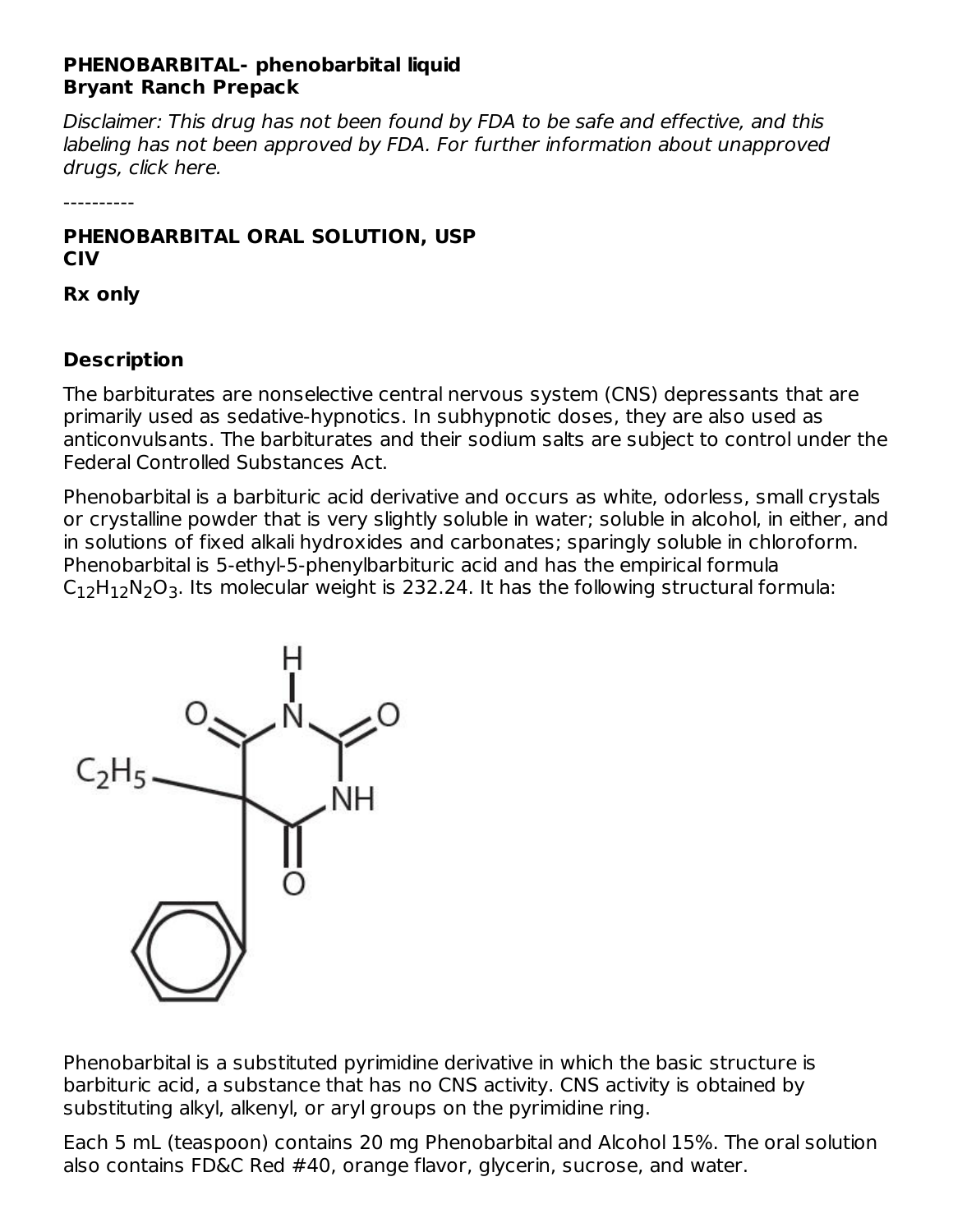**PHENOBARBITAL- phenobarbital liquid**
**Bryant Ranch Prepack**

*Disclaimer: This drug has not been found by FDA to be safe and effective, and this labeling has not been approved by FDA. For further information about unapproved drugs, click here.*

----------

**PHENOBARBITAL ORAL SOLUTION, USP**
**CIV**

**Rx only**

## Description

The barbiturates are nonselective central nervous system (CNS) depressants that are primarily used as sedative-hypnotics. In subhypnotic doses, they are also used as anticonvulsants. The barbiturates and their sodium salts are subject to control under the Federal Controlled Substances Act.

Phenobarbital is a barbituric acid derivative and occurs as white, odorless, small crystals or crystalline powder that is very slightly soluble in water; soluble in alcohol, in either, and in solutions of fixed alkali hydroxides and carbonates; sparingly soluble in chloroform. Phenobarbital is 5-ethyl-5-phenylbarbituric acid and has the empirical formula $C_{12}H_{12}N_2O_3$. Its molecular weight is 232.24. It has the following structural formula:

Phenobarbital is a substituted pyrimidine derivative in which the basic structure is barbituric acid, a substance that has no CNS activity. CNS activity is obtained by substituting alkyl, alkenyl, or aryl groups on the pyrimidine ring.

Each 5 mL (teaspoon) contains 20 mg Phenobarbital and Alcohol 15%. The oral solution also contains FD&C Red #40, orange flavor, glycerin, sucrose, and water.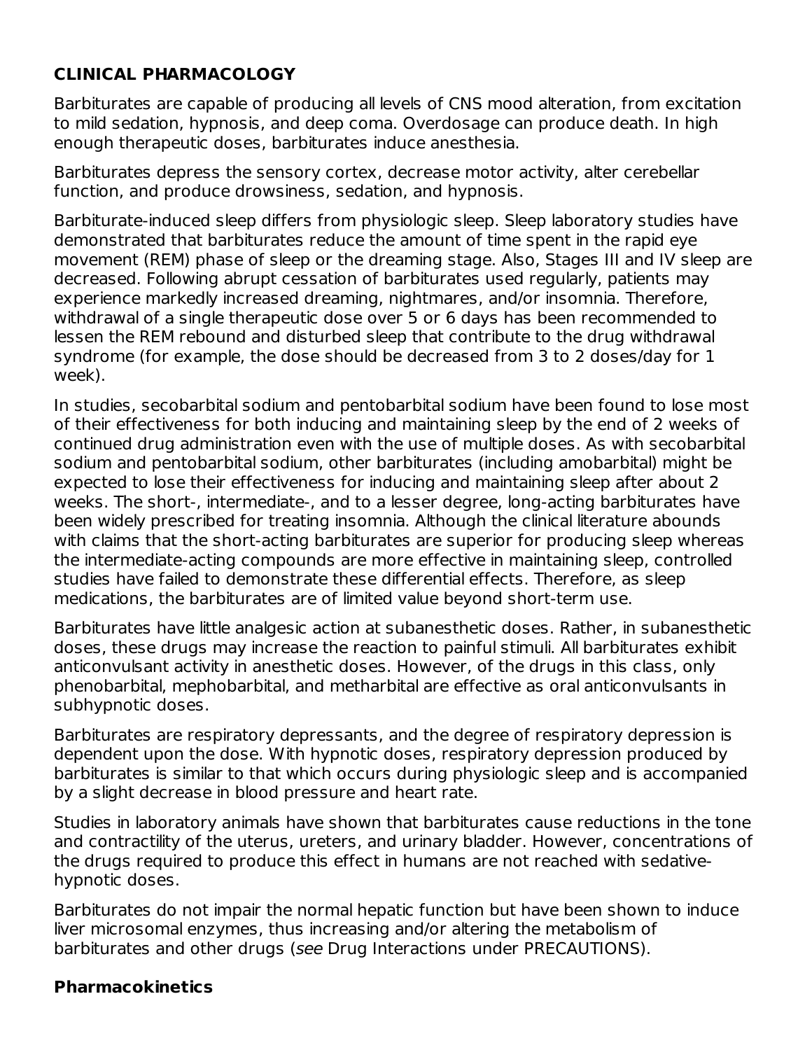## CLINICAL PHARMACOLOGY

Barbiturates are capable of producing all levels of CNS mood alteration, from excitation to mild sedation, hypnosis, and deep coma. Overdosage can produce death. In high enough therapeutic doses, barbiturates induce anesthesia.

Barbiturates depress the sensory cortex, decrease motor activity, alter cerebellar function, and produce drowsiness, sedation, and hypnosis.

Barbiturate-induced sleep differs from physiologic sleep. Sleep laboratory studies have demonstrated that barbiturates reduce the amount of time spent in the rapid eye movement (REM) phase of sleep or the dreaming stage. Also, Stages III and IV sleep are decreased. Following abrupt cessation of barbiturates used regularly, patients may experience markedly increased dreaming, nightmares, and/or insomnia. Therefore, withdrawal of a single therapeutic dose over 5 or 6 days has been recommended to lessen the REM rebound and disturbed sleep that contribute to the drug withdrawal syndrome (for example, the dose should be decreased from 3 to 2 doses/day for 1 week).

In studies, secobarbital sodium and pentobarbital sodium have been found to lose most of their effectiveness for both inducing and maintaining sleep by the end of 2 weeks of continued drug administration even with the use of multiple doses. As with secobarbital sodium and pentobarbital sodium, other barbiturates (including amobarbital) might be expected to lose their effectiveness for inducing and maintaining sleep after about 2 weeks. The short-, intermediate-, and to a lesser degree, long-acting barbiturates have been widely prescribed for treating insomnia. Although the clinical literature abounds with claims that the short-acting barbiturates are superior for producing sleep whereas the intermediate-acting compounds are more effective in maintaining sleep, controlled studies have failed to demonstrate these differential effects. Therefore, as sleep medications, the barbiturates are of limited value beyond short-term use.

Barbiturates have little analgesic action at subanesthetic doses. Rather, in subanesthetic doses, these drugs may increase the reaction to painful stimuli. All barbiturates exhibit anticonvulsant activity in anesthetic doses. However, of the drugs in this class, only phenobarbital, mephobarbital, and metharbital are effective as oral anticonvulsants in subhypnotic doses.

Barbiturates are respiratory depressants, and the degree of respiratory depression is dependent upon the dose. With hypnotic doses, respiratory depression produced by barbiturates is similar to that which occurs during physiologic sleep and is accompanied by a slight decrease in blood pressure and heart rate.

Studies in laboratory animals have shown that barbiturates cause reductions in the tone and contractility of the uterus, ureters, and urinary bladder. However, concentrations of the drugs required to produce this effect in humans are not reached with sedative-hypnotic doses.

Barbiturates do not impair the normal hepatic function but have been shown to induce liver microsomal enzymes, thus increasing and/or altering the metabolism of barbiturates and other drugs (*see* Drug Interactions under PRECAUTIONS).

### Pharmacokinetics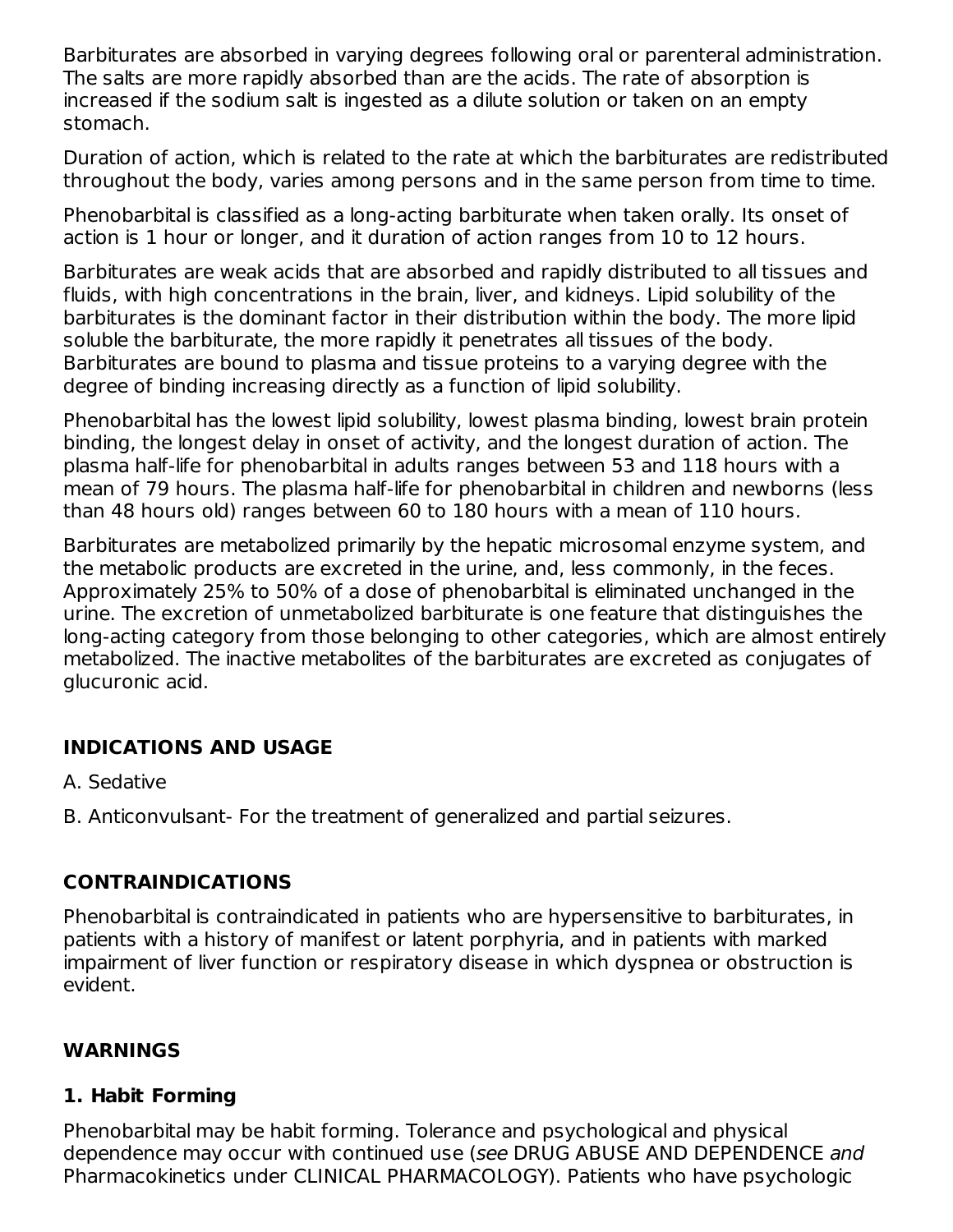Barbiturates are absorbed in varying degrees following oral or parenteral administration. The salts are more rapidly absorbed than are the acids. The rate of absorption is increased if the sodium salt is ingested as a dilute solution or taken on an empty stomach.

Duration of action, which is related to the rate at which the barbiturates are redistributed throughout the body, varies among persons and in the same person from time to time.

Phenobarbital is classified as a long-acting barbiturate when taken orally. Its onset of action is 1 hour or longer, and it duration of action ranges from 10 to 12 hours.

Barbiturates are weak acids that are absorbed and rapidly distributed to all tissues and fluids, with high concentrations in the brain, liver, and kidneys. Lipid solubility of the barbiturates is the dominant factor in their distribution within the body. The more lipid soluble the barbiturate, the more rapidly it penetrates all tissues of the body. Barbiturates are bound to plasma and tissue proteins to a varying degree with the degree of binding increasing directly as a function of lipid solubility.

Phenobarbital has the lowest lipid solubility, lowest plasma binding, lowest brain protein binding, the longest delay in onset of activity, and the longest duration of action. The plasma half-life for phenobarbital in adults ranges between 53 and 118 hours with a mean of 79 hours. The plasma half-life for phenobarbital in children and newborns (less than 48 hours old) ranges between 60 to 180 hours with a mean of 110 hours.

Barbiturates are metabolized primarily by the hepatic microsomal enzyme system, and the metabolic products are excreted in the urine, and, less commonly, in the feces. Approximately 25% to 50% of a dose of phenobarbital is eliminated unchanged in the urine. The excretion of unmetabolized barbiturate is one feature that distinguishes the long-acting category from those belonging to other categories, which are almost entirely metabolized. The inactive metabolites of the barbiturates are excreted as conjugates of glucuronic acid.

## INDICATIONS AND USAGE

A. Sedative

B. Anticonvulsant- For the treatment of generalized and partial seizures.

## CONTRAINDICATIONS

Phenobarbital is contraindicated in patients who are hypersensitive to barbiturates, in patients with a history of manifest or latent porphyria, and in patients with marked impairment of liver function or respiratory disease in which dyspnea or obstruction is evident.

## WARNINGS

### 1. Habit Forming

Phenobarbital may be habit forming. Tolerance and psychological and physical dependence may occur with continued use (*see* DRUG ABUSE AND DEPENDENCE *and* Pharmacokinetics under CLINICAL PHARMACOLOGY). Patients who have psychologic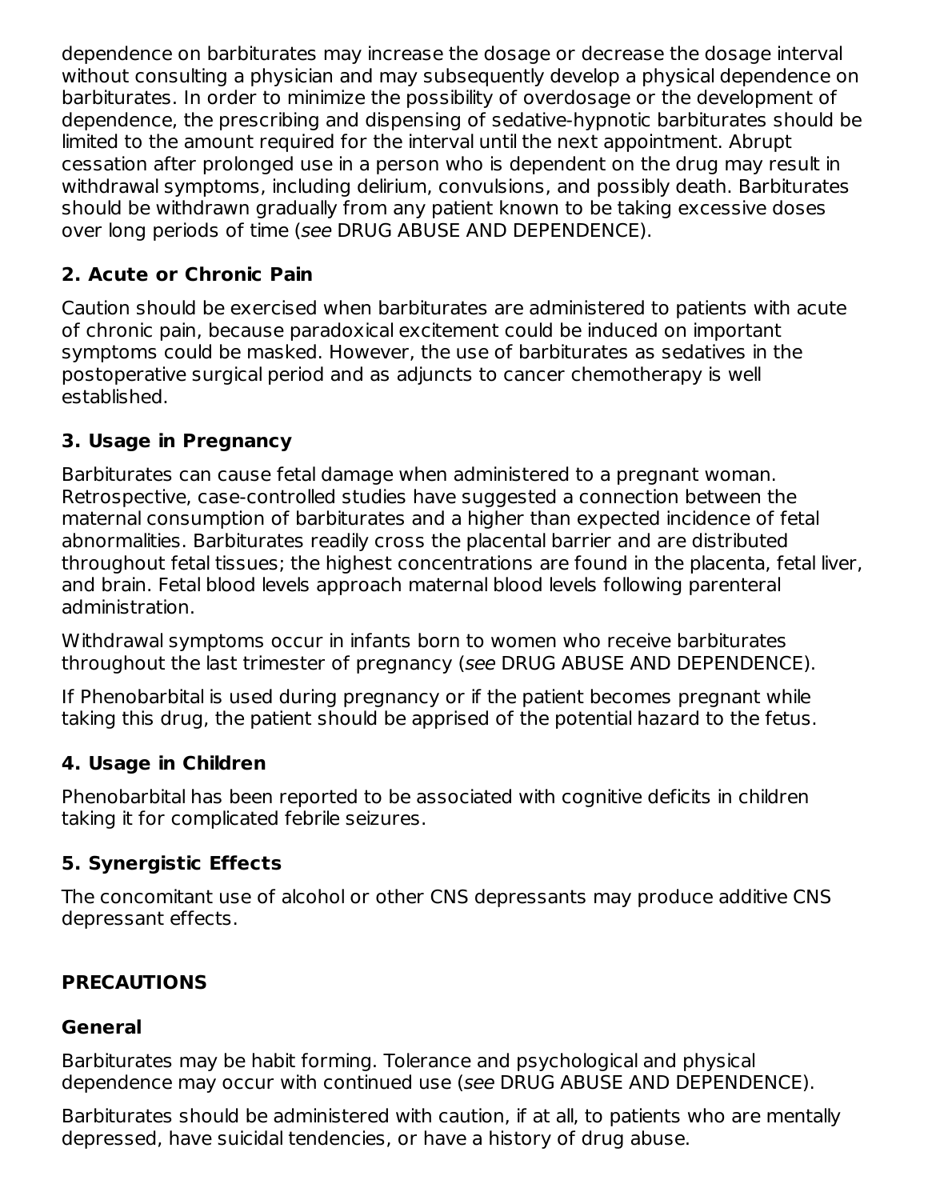dependence on barbiturates may increase the dosage or decrease the dosage interval without consulting a physician and may subsequently develop a physical dependence on barbiturates. In order to minimize the possibility of overdosage or the development of dependence, the prescribing and dispensing of sedative-hypnotic barbiturates should be limited to the amount required for the interval until the next appointment. Abrupt cessation after prolonged use in a person who is dependent on the drug may result in withdrawal symptoms, including delirium, convulsions, and possibly death. Barbiturates should be withdrawn gradually from any patient known to be taking excessive doses over long periods of time (*see* DRUG ABUSE AND DEPENDENCE).

### 2. Acute or Chronic Pain

Caution should be exercised when barbiturates are administered to patients with acute of chronic pain, because paradoxical excitement could be induced on important symptoms could be masked. However, the use of barbiturates as sedatives in the postoperative surgical period and as adjuncts to cancer chemotherapy is well established.

### 3. Usage in Pregnancy

Barbiturates can cause fetal damage when administered to a pregnant woman. Retrospective, case-controlled studies have suggested a connection between the maternal consumption of barbiturates and a higher than expected incidence of fetal abnormalities. Barbiturates readily cross the placental barrier and are distributed throughout fetal tissues; the highest concentrations are found in the placenta, fetal liver, and brain. Fetal blood levels approach maternal blood levels following parenteral administration.

Withdrawal symptoms occur in infants born to women who receive barbiturates throughout the last trimester of pregnancy (*see* DRUG ABUSE AND DEPENDENCE).

If Phenobarbital is used during pregnancy or if the patient becomes pregnant while taking this drug, the patient should be apprised of the potential hazard to the fetus.

### 4. Usage in Children

Phenobarbital has been reported to be associated with cognitive deficits in children taking it for complicated febrile seizures.

### 5. Synergistic Effects

The concomitant use of alcohol or other CNS depressants may produce additive CNS depressant effects.

## PRECAUTIONS

### General

Barbiturates may be habit forming. Tolerance and psychological and physical dependence may occur with continued use (*see* DRUG ABUSE AND DEPENDENCE).

Barbiturates should be administered with caution, if at all, to patients who are mentally depressed, have suicidal tendencies, or have a history of drug abuse.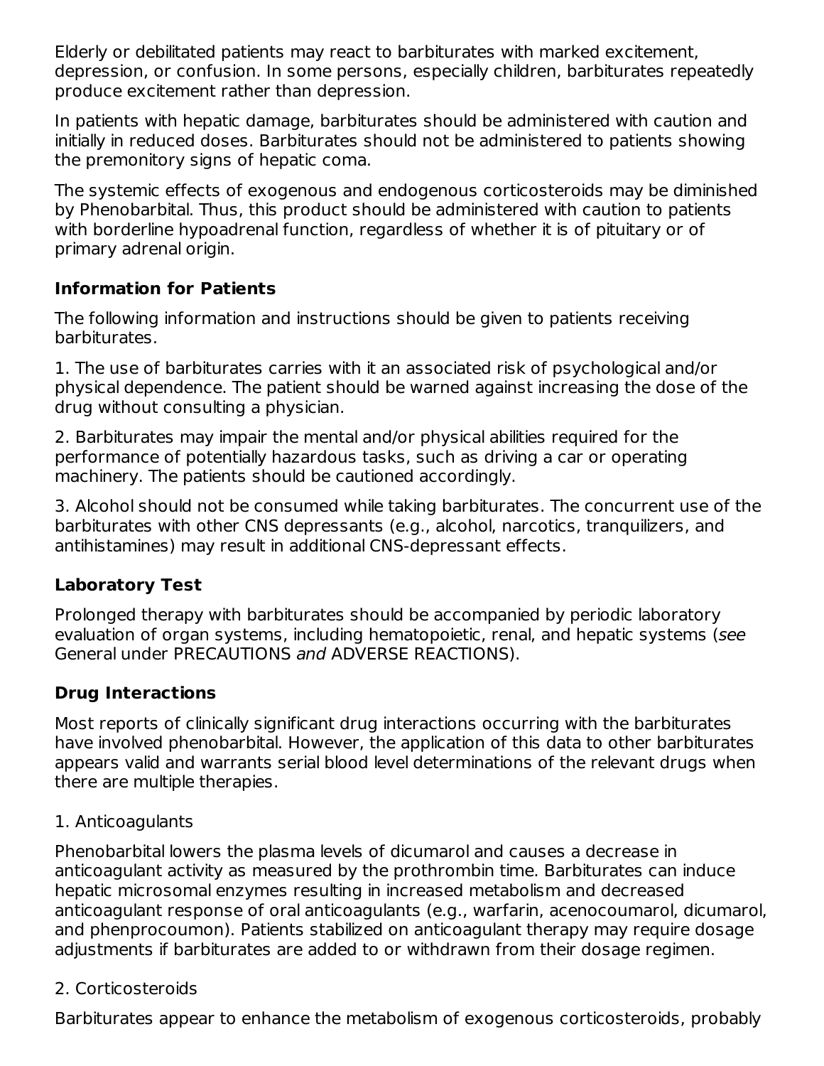Elderly or debilitated patients may react to barbiturates with marked excitement, depression, or confusion. In some persons, especially children, barbiturates repeatedly produce excitement rather than depression.

In patients with hepatic damage, barbiturates should be administered with caution and initially in reduced doses. Barbiturates should not be administered to patients showing the premonitory signs of hepatic coma.

The systemic effects of exogenous and endogenous corticosteroids may be diminished by Phenobarbital. Thus, this product should be administered with caution to patients with borderline hypoadrenal function, regardless of whether it is of pituitary or of primary adrenal origin.

**Information for Patients**

The following information and instructions should be given to patients receiving barbiturates.

1. The use of barbiturates carries with it an associated risk of psychological and/or physical dependence. The patient should be warned against increasing the dose of the drug without consulting a physician.

2. Barbiturates may impair the mental and/or physical abilities required for the performance of potentially hazardous tasks, such as driving a car or operating machinery. The patients should be cautioned accordingly.

3. Alcohol should not be consumed while taking barbiturates. The concurrent use of the barbiturates with other CNS depressants (e.g., alcohol, narcotics, tranquilizers, and antihistamines) may result in additional CNS-depressant effects.

**Laboratory Test**

Prolonged therapy with barbiturates should be accompanied by periodic laboratory evaluation of organ systems, including hematopoietic, renal, and hepatic systems (*see* General under PRECAUTIONS *and* ADVERSE REACTIONS).

**Drug Interactions**

Most reports of clinically significant drug interactions occurring with the barbiturates have involved phenobarbital. However, the application of this data to other barbiturates appears valid and warrants serial blood level determinations of the relevant drugs when there are multiple therapies.

1. Anticoagulants

Phenobarbital lowers the plasma levels of dicumarol and causes a decrease in anticoagulant activity as measured by the prothrombin time. Barbiturates can induce hepatic microsomal enzymes resulting in increased metabolism and decreased anticoagulant response of oral anticoagulants (e.g., warfarin, acenocoumarol, dicumarol, and phenprocoumon). Patients stabilized on anticoagulant therapy may require dosage adjustments if barbiturates are added to or withdrawn from their dosage regimen.

2. Corticosteroids

Barbiturates appear to enhance the metabolism of exogenous corticosteroids, probably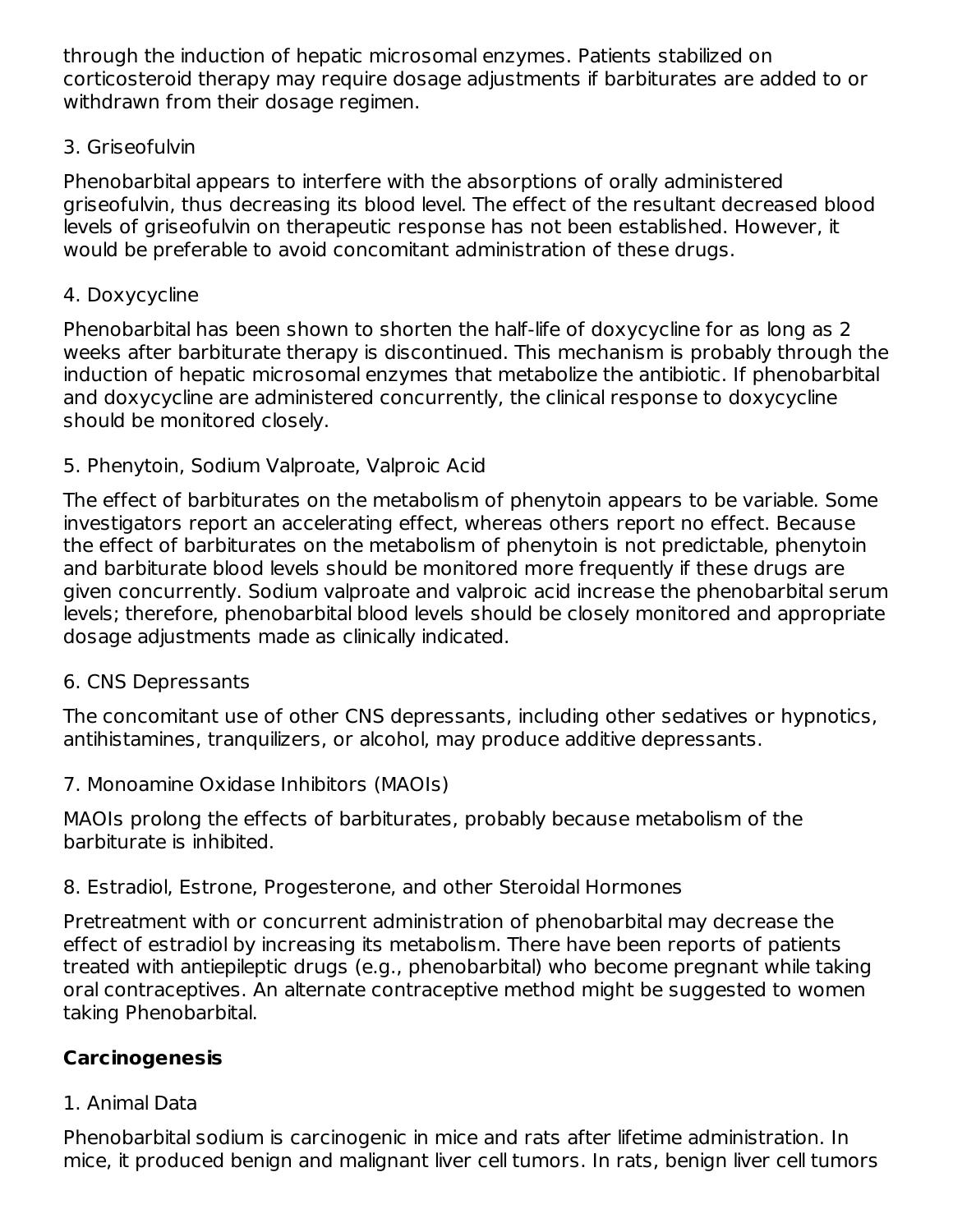through the induction of hepatic microsomal enzymes. Patients stabilized on corticosteroid therapy may require dosage adjustments if barbiturates are added to or withdrawn from their dosage regimen.

3. Griseofulvin

Phenobarbital appears to interfere with the absorptions of orally administered griseofulvin, thus decreasing its blood level. The effect of the resultant decreased blood levels of griseofulvin on therapeutic response has not been established. However, it would be preferable to avoid concomitant administration of these drugs.

4. Doxycycline

Phenobarbital has been shown to shorten the half-life of doxycycline for as long as 2 weeks after barbiturate therapy is discontinued. This mechanism is probably through the induction of hepatic microsomal enzymes that metabolize the antibiotic. If phenobarbital and doxycycline are administered concurrently, the clinical response to doxycycline should be monitored closely.

5. Phenytoin, Sodium Valproate, Valproic Acid

The effect of barbiturates on the metabolism of phenytoin appears to be variable. Some investigators report an accelerating effect, whereas others report no effect. Because the effect of barbiturates on the metabolism of phenytoin is not predictable, phenytoin and barbiturate blood levels should be monitored more frequently if these drugs are given concurrently. Sodium valproate and valproic acid increase the phenobarbital serum levels; therefore, phenobarbital blood levels should be closely monitored and appropriate dosage adjustments made as clinically indicated.

6. CNS Depressants

The concomitant use of other CNS depressants, including other sedatives or hypnotics, antihistamines, tranquilizers, or alcohol, may produce additive depressants.

7. Monoamine Oxidase Inhibitors (MAOIs)

MAOIs prolong the effects of barbiturates, probably because metabolism of the barbiturate is inhibited.

8. Estradiol, Estrone, Progesterone, and other Steroidal Hormones

Pretreatment with or concurrent administration of phenobarbital may decrease the effect of estradiol by increasing its metabolism. There have been reports of patients treated with antiepileptic drugs (e.g., phenobarbital) who become pregnant while taking oral contraceptives. An alternate contraceptive method might be suggested to women taking Phenobarbital.

**Carcinogenesis**

1. Animal Data

Phenobarbital sodium is carcinogenic in mice and rats after lifetime administration. In mice, it produced benign and malignant liver cell tumors. In rats, benign liver cell tumors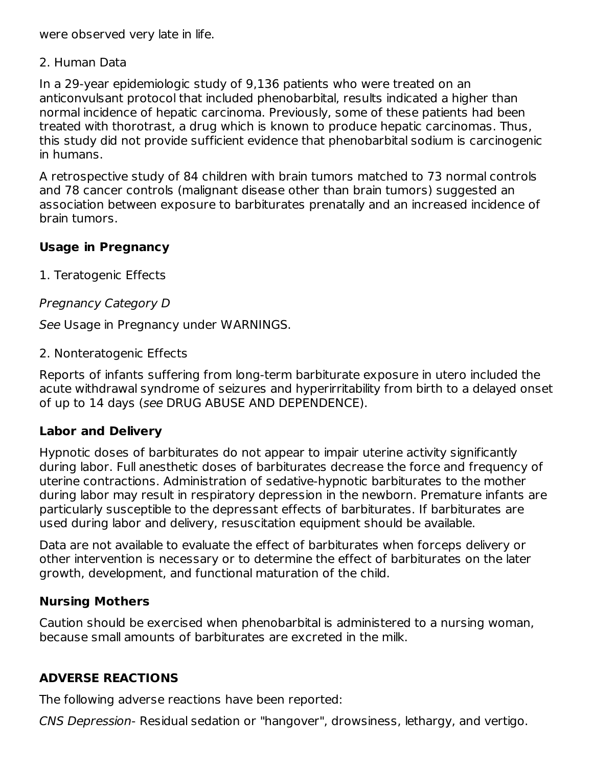were observed very late in life.

2. Human Data

In a 29-year epidemiologic study of 9,136 patients who were treated on an anticonvulsant protocol that included phenobarbital, results indicated a higher than normal incidence of hepatic carcinoma. Previously, some of these patients had been treated with thorotrast, a drug which is known to produce hepatic carcinomas. Thus, this study did not provide sufficient evidence that phenobarbital sodium is carcinogenic in humans.

A retrospective study of 84 children with brain tumors matched to 73 normal controls and 78 cancer controls (malignant disease other than brain tumors) suggested an association between exposure to barbiturates prenatally and an increased incidence of brain tumors.

### Usage in Pregnancy

1. Teratogenic Effects

*Pregnancy Category D*

*See* Usage in Pregnancy under WARNINGS.

2. Nonteratogenic Effects

Reports of infants suffering from long-term barbiturate exposure in utero included the acute withdrawal syndrome of seizures and hyperirritability from birth to a delayed onset of up to 14 days (*see* DRUG ABUSE AND DEPENDENCE).

### Labor and Delivery

Hypnotic doses of barbiturates do not appear to impair uterine activity significantly during labor. Full anesthetic doses of barbiturates decrease the force and frequency of uterine contractions. Administration of sedative-hypnotic barbiturates to the mother during labor may result in respiratory depression in the newborn. Premature infants are particularly susceptible to the depressant effects of barbiturates. If barbiturates are used during labor and delivery, resuscitation equipment should be available.

Data are not available to evaluate the effect of barbiturates when forceps delivery or other intervention is necessary or to determine the effect of barbiturates on the later growth, development, and functional maturation of the child.

### Nursing Mothers

Caution should be exercised when phenobarbital is administered to a nursing woman, because small amounts of barbiturates are excreted in the milk.

## ADVERSE REACTIONS

The following adverse reactions have been reported:

*CNS Depression*- Residual sedation or "hangover", drowsiness, lethargy, and vertigo.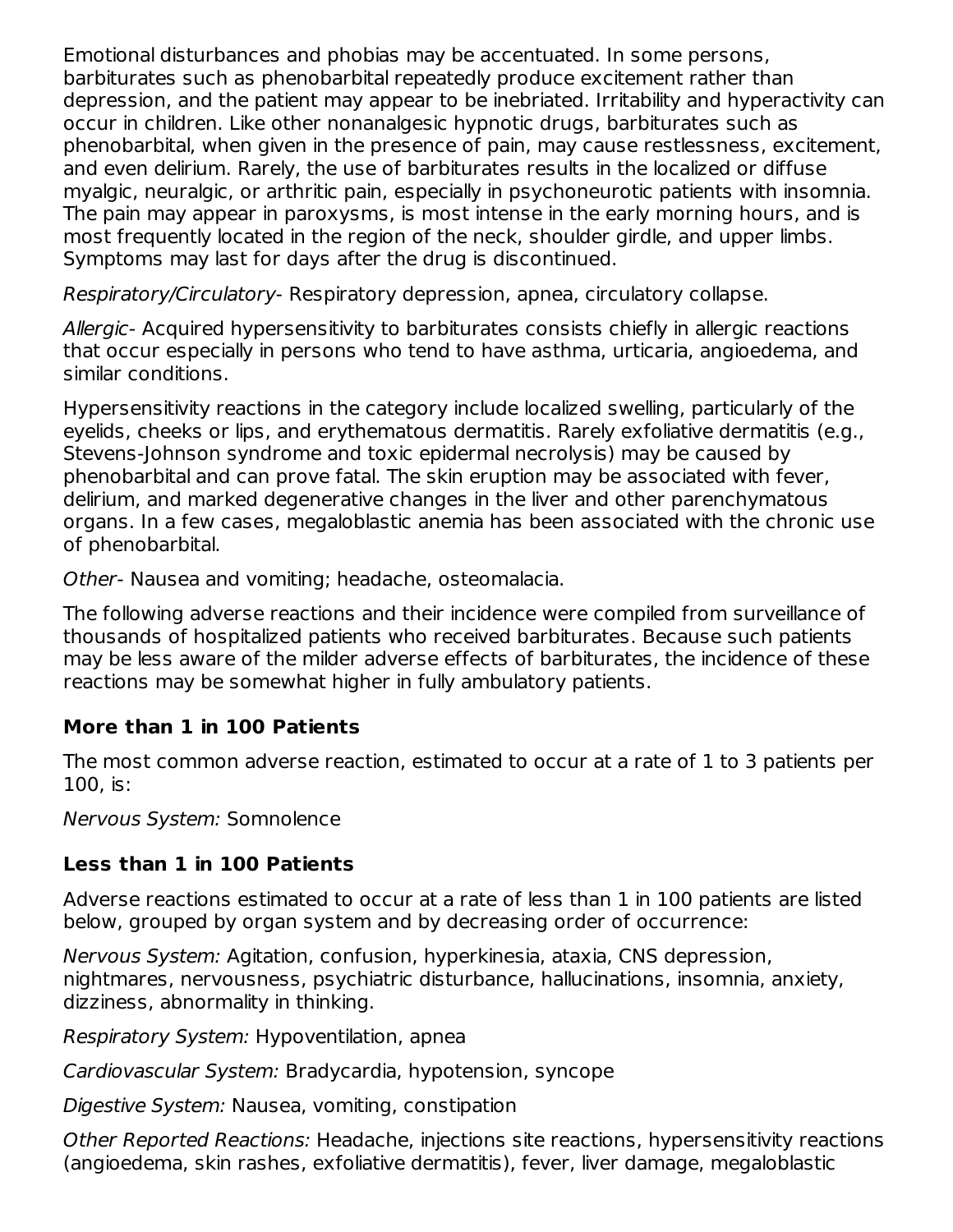Emotional disturbances and phobias may be accentuated. In some persons, barbiturates such as phenobarbital repeatedly produce excitement rather than depression, and the patient may appear to be inebriated. Irritability and hyperactivity can occur in children. Like other nonanalgesic hypnotic drugs, barbiturates such as phenobarbital, when given in the presence of pain, may cause restlessness, excitement, and even delirium. Rarely, the use of barbiturates results in the localized or diffuse myalgic, neuralgic, or arthritic pain, especially in psychoneurotic patients with insomnia. The pain may appear in paroxysms, is most intense in the early morning hours, and is most frequently located in the region of the neck, shoulder girdle, and upper limbs. Symptoms may last for days after the drug is discontinued.

*Respiratory/Circulatory*- Respiratory depression, apnea, circulatory collapse.

*Allergic*- Acquired hypersensitivity to barbiturates consists chiefly in allergic reactions that occur especially in persons who tend to have asthma, urticaria, angioedema, and similar conditions.

Hypersensitivity reactions in the category include localized swelling, particularly of the eyelids, cheeks or lips, and erythematous dermatitis. Rarely exfoliative dermatitis (e.g., Stevens-Johnson syndrome and toxic epidermal necrolysis) may be caused by phenobarbital and can prove fatal. The skin eruption may be associated with fever, delirium, and marked degenerative changes in the liver and other parenchymatous organs. In a few cases, megaloblastic anemia has been associated with the chronic use of phenobarbital.

*Other*- Nausea and vomiting; headache, osteomalacia.

The following adverse reactions and their incidence were compiled from surveillance of thousands of hospitalized patients who received barbiturates. Because such patients may be less aware of the milder adverse effects of barbiturates, the incidence of these reactions may be somewhat higher in fully ambulatory patients.

### More than 1 in 100 Patients

The most common adverse reaction, estimated to occur at a rate of 1 to 3 patients per 100, is:

*Nervous System:* Somnolence

### Less than 1 in 100 Patients

Adverse reactions estimated to occur at a rate of less than 1 in 100 patients are listed below, grouped by organ system and by decreasing order of occurrence:

*Nervous System:* Agitation, confusion, hyperkinesia, ataxia, CNS depression, nightmares, nervousness, psychiatric disturbance, hallucinations, insomnia, anxiety, dizziness, abnormality in thinking.

*Respiratory System:* Hypoventilation, apnea

*Cardiovascular System:* Bradycardia, hypotension, syncope

*Digestive System:* Nausea, vomiting, constipation

*Other Reported Reactions:* Headache, injections site reactions, hypersensitivity reactions (angioedema, skin rashes, exfoliative dermatitis), fever, liver damage, megaloblastic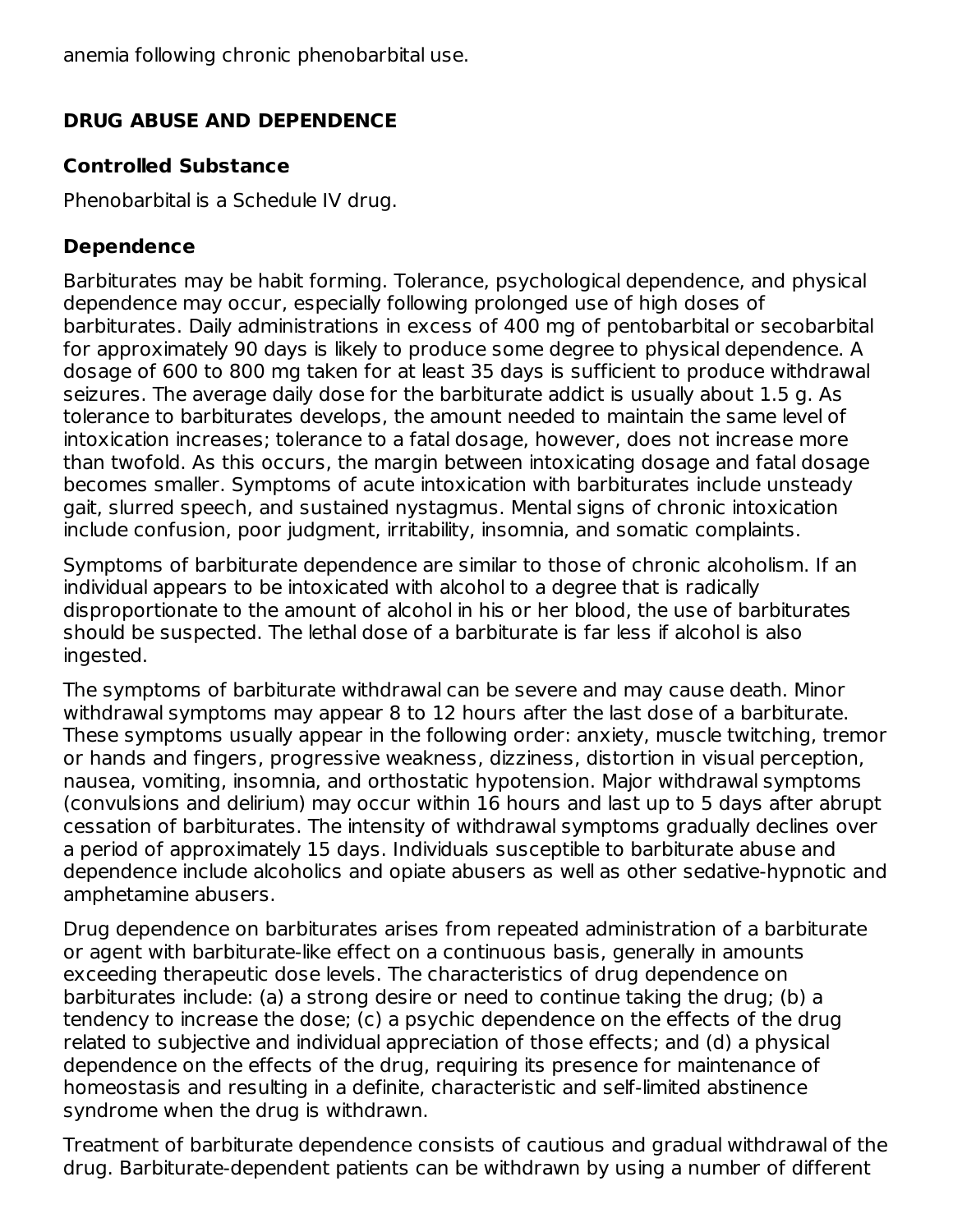anemia following chronic phenobarbital use.

## DRUG ABUSE AND DEPENDENCE

### Controlled Substance

Phenobarbital is a Schedule IV drug.

### Dependence

Barbiturates may be habit forming. Tolerance, psychological dependence, and physical dependence may occur, especially following prolonged use of high doses of barbiturates. Daily administrations in excess of 400 mg of pentobarbital or secobarbital for approximately 90 days is likely to produce some degree to physical dependence. A dosage of 600 to 800 mg taken for at least 35 days is sufficient to produce withdrawal seizures. The average daily dose for the barbiturate addict is usually about 1.5 g. As tolerance to barbiturates develops, the amount needed to maintain the same level of intoxication increases; tolerance to a fatal dosage, however, does not increase more than twofold. As this occurs, the margin between intoxicating dosage and fatal dosage becomes smaller. Symptoms of acute intoxication with barbiturates include unsteady gait, slurred speech, and sustained nystagmus. Mental signs of chronic intoxication include confusion, poor judgment, irritability, insomnia, and somatic complaints.

Symptoms of barbiturate dependence are similar to those of chronic alcoholism. If an individual appears to be intoxicated with alcohol to a degree that is radically disproportionate to the amount of alcohol in his or her blood, the use of barbiturates should be suspected. The lethal dose of a barbiturate is far less if alcohol is also ingested.

The symptoms of barbiturate withdrawal can be severe and may cause death. Minor withdrawal symptoms may appear 8 to 12 hours after the last dose of a barbiturate. These symptoms usually appear in the following order: anxiety, muscle twitching, tremor or hands and fingers, progressive weakness, dizziness, distortion in visual perception, nausea, vomiting, insomnia, and orthostatic hypotension. Major withdrawal symptoms (convulsions and delirium) may occur within 16 hours and last up to 5 days after abrupt cessation of barbiturates. The intensity of withdrawal symptoms gradually declines over a period of approximately 15 days. Individuals susceptible to barbiturate abuse and dependence include alcoholics and opiate abusers as well as other sedative-hypnotic and amphetamine abusers.

Drug dependence on barbiturates arises from repeated administration of a barbiturate or agent with barbiturate-like effect on a continuous basis, generally in amounts exceeding therapeutic dose levels. The characteristics of drug dependence on barbiturates include: (a) a strong desire or need to continue taking the drug; (b) a tendency to increase the dose; (c) a psychic dependence on the effects of the drug related to subjective and individual appreciation of those effects; and (d) a physical dependence on the effects of the drug, requiring its presence for maintenance of homeostasis and resulting in a definite, characteristic and self-limited abstinence syndrome when the drug is withdrawn.

Treatment of barbiturate dependence consists of cautious and gradual withdrawal of the drug. Barbiturate-dependent patients can be withdrawn by using a number of different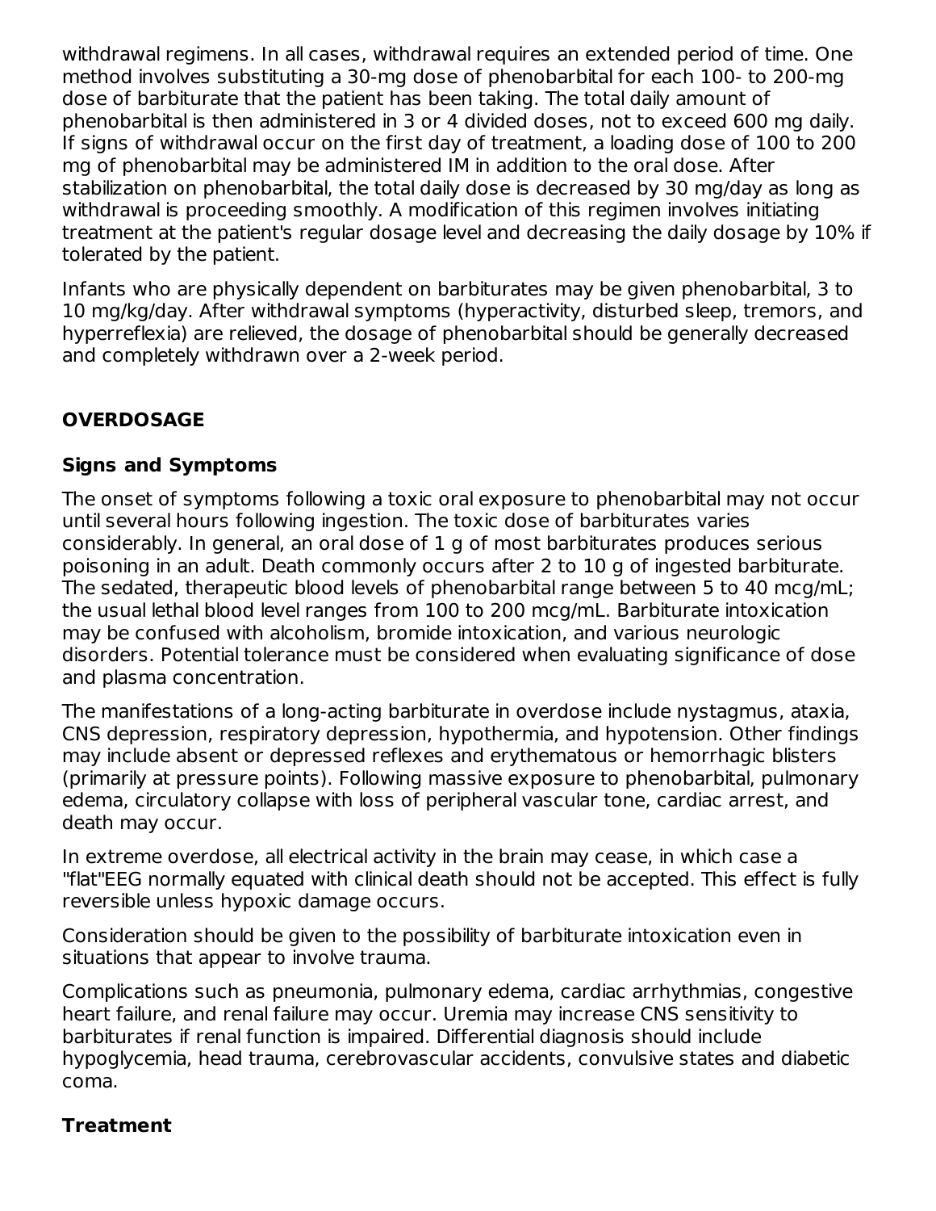withdrawal regimens. In all cases, withdrawal requires an extended period of time. One method involves substituting a 30-mg dose of phenobarbital for each 100- to 200-mg dose of barbiturate that the patient has been taking. The total daily amount of phenobarbital is then administered in 3 or 4 divided doses, not to exceed 600 mg daily. If signs of withdrawal occur on the first day of treatment, a loading dose of 100 to 200 mg of phenobarbital may be administered IM in addition to the oral dose. After stabilization on phenobarbital, the total daily dose is decreased by 30 mg/day as long as withdrawal is proceeding smoothly. A modification of this regimen involves initiating treatment at the patient's regular dosage level and decreasing the daily dosage by 10% if tolerated by the patient.

Infants who are physically dependent on barbiturates may be given phenobarbital, 3 to 10 mg/kg/day. After withdrawal symptoms (hyperactivity, disturbed sleep, tremors, and hyperreflexia) are relieved, the dosage of phenobarbital should be generally decreased and completely withdrawn over a 2-week period.

## OVERDOSAGE

### Signs and Symptoms

The onset of symptoms following a toxic oral exposure to phenobarbital may not occur until several hours following ingestion. The toxic dose of barbiturates varies considerably. In general, an oral dose of 1 g of most barbiturates produces serious poisoning in an adult. Death commonly occurs after 2 to 10 g of ingested barbiturate. The sedated, therapeutic blood levels of phenobarbital range between 5 to 40 mcg/mL; the usual lethal blood level ranges from 100 to 200 mcg/mL. Barbiturate intoxication may be confused with alcoholism, bromide intoxication, and various neurologic disorders. Potential tolerance must be considered when evaluating significance of dose and plasma concentration.

The manifestations of a long-acting barbiturate in overdose include nystagmus, ataxia, CNS depression, respiratory depression, hypothermia, and hypotension. Other findings may include absent or depressed reflexes and erythematous or hemorrhagic blisters (primarily at pressure points). Following massive exposure to phenobarbital, pulmonary edema, circulatory collapse with loss of peripheral vascular tone, cardiac arrest, and death may occur.

In extreme overdose, all electrical activity in the brain may cease, in which case a "flat"EEG normally equated with clinical death should not be accepted. This effect is fully reversible unless hypoxic damage occurs.

Consideration should be given to the possibility of barbiturate intoxication even in situations that appear to involve trauma.

Complications such as pneumonia, pulmonary edema, cardiac arrhythmias, congestive heart failure, and renal failure may occur. Uremia may increase CNS sensitivity to barbiturates if renal function is impaired. Differential diagnosis should include hypoglycemia, head trauma, cerebrovascular accidents, convulsive states and diabetic coma.

### Treatment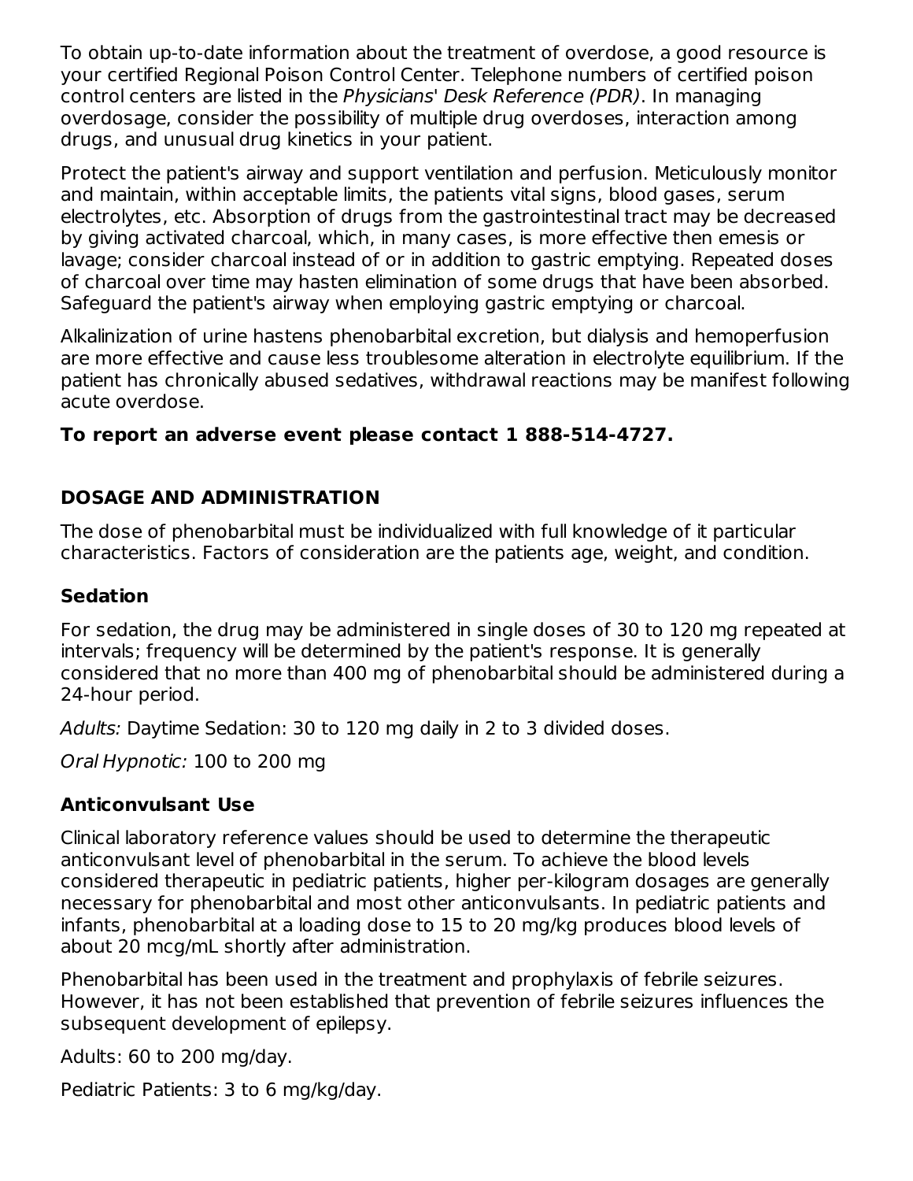To obtain up-to-date information about the treatment of overdose, a good resource is your certified Regional Poison Control Center. Telephone numbers of certified poison control centers are listed in the *Physicians' Desk Reference (PDR)*. In managing overdosage, consider the possibility of multiple drug overdoses, interaction among drugs, and unusual drug kinetics in your patient.

Protect the patient's airway and support ventilation and perfusion. Meticulously monitor and maintain, within acceptable limits, the patients vital signs, blood gases, serum electrolytes, etc. Absorption of drugs from the gastrointestinal tract may be decreased by giving activated charcoal, which, in many cases, is more effective then emesis or lavage; consider charcoal instead of or in addition to gastric emptying. Repeated doses of charcoal over time may hasten elimination of some drugs that have been absorbed. Safeguard the patient's airway when employing gastric emptying or charcoal.

Alkalinization of urine hastens phenobarbital excretion, but dialysis and hemoperfusion are more effective and cause less troublesome alteration in electrolyte equilibrium. If the patient has chronically abused sedatives, withdrawal reactions may be manifest following acute overdose.

**To report an adverse event please contact 1 888-514-4727.**

## DOSAGE AND ADMINISTRATION

The dose of phenobarbital must be individualized with full knowledge of it particular characteristics. Factors of consideration are the patients age, weight, and condition.

### Sedation

For sedation, the drug may be administered in single doses of 30 to 120 mg repeated at intervals; frequency will be determined by the patient's response. It is generally considered that no more than 400 mg of phenobarbital should be administered during a 24-hour period.

*Adults:* Daytime Sedation: 30 to 120 mg daily in 2 to 3 divided doses.

*Oral Hypnotic:* 100 to 200 mg

### Anticonvulsant Use

Clinical laboratory reference values should be used to determine the therapeutic anticonvulsant level of phenobarbital in the serum. To achieve the blood levels considered therapeutic in pediatric patients, higher per-kilogram dosages are generally necessary for phenobarbital and most other anticonvulsants. In pediatric patients and infants, phenobarbital at a loading dose to 15 to 20 mg/kg produces blood levels of about 20 mcg/mL shortly after administration.

Phenobarbital has been used in the treatment and prophylaxis of febrile seizures. However, it has not been established that prevention of febrile seizures influences the subsequent development of epilepsy.

Adults: 60 to 200 mg/day.

Pediatric Patients: 3 to 6 mg/kg/day.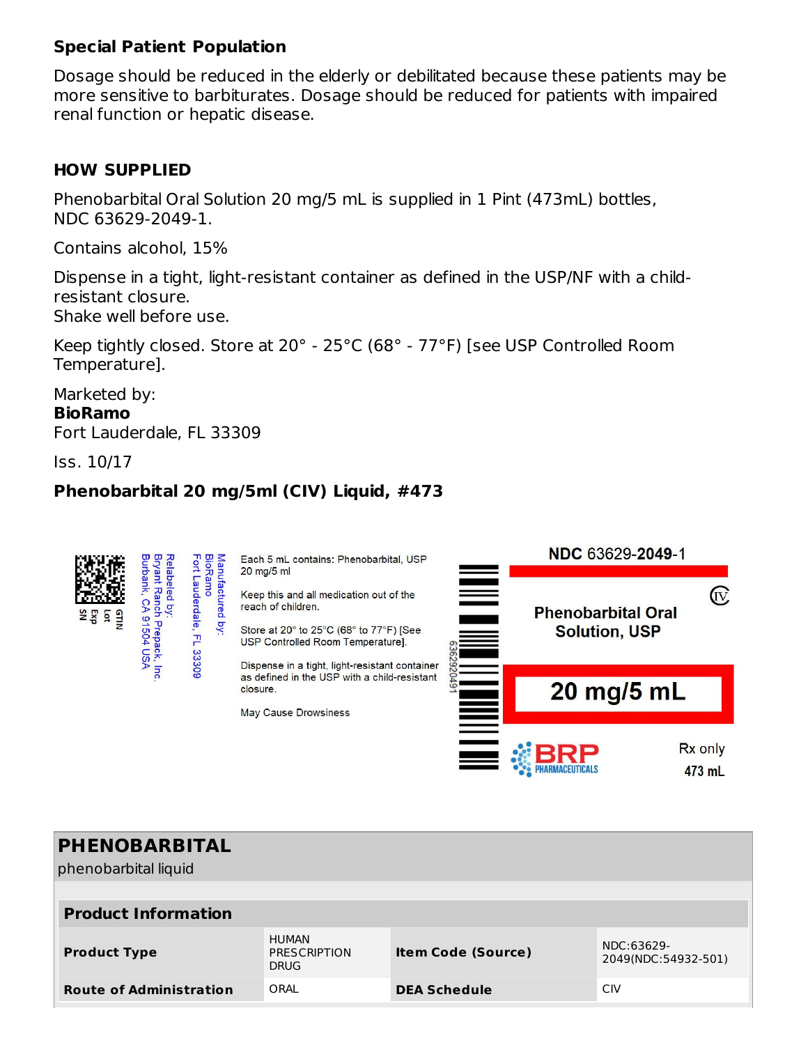**Special Patient Population**

Dosage should be reduced in the elderly or debilitated because these patients may be more sensitive to barbiturates. Dosage should be reduced for patients with impaired renal function or hepatic disease.

## HOW SUPPLIED

Phenobarbital Oral Solution 20 mg/5 mL is supplied in 1 Pint (473mL) bottles, NDC 63629-2049-1.

Contains alcohol, 15%

Dispense in a tight, light-resistant container as defined in the USP/NF with a child-resistant closure.
Shake well before use.

Keep tightly closed. Store at 20° - 25°C (68° - 77°F) [see USP Controlled Room Temperature].

Marketed by:
**BioRamo**
Fort Lauderdale, FL 33309

Iss. 10/17

**Phenobarbital 20 mg/5ml (CIV) Liquid, #473**

GTIN
Lot
Exp
SN

Relabeled by:
Bryant Ranch Prepack, Inc.
Burbank, CA 91504 USA

Manufactured by:
BioRamo
Fort Lauderdale, FL 33309

Each 5 mL contains: Phenobarbital, USP 20 mg/5 ml

Keep this and all medication out of the reach of children.

Store at 20° to 25°C (68° to 77°F) [See USP Controlled Room Temperature].

Dispense in a tight, light-resistant container as defined in the USP with a child-resistant closure.

May Cause Drowsiness

6362920491

NDC 63629-**2049**-1

CIV

**Phenobarbital Oral Solution, USP**

**20 mg/5 mL**

BRP PHARMACEUTICALS

Rx only

473 mL

## PHENOBARBITAL

phenobarbital liquid

| **Product Information** | | | |
|---|---|---|---|
| **Product Type** | HUMAN PRESCRIPTION DRUG | **Item Code (Source)** | NDC:63629-2049(NDC:54932-501) |
| **Route of Administration** | ORAL | **DEA Schedule** | CIV |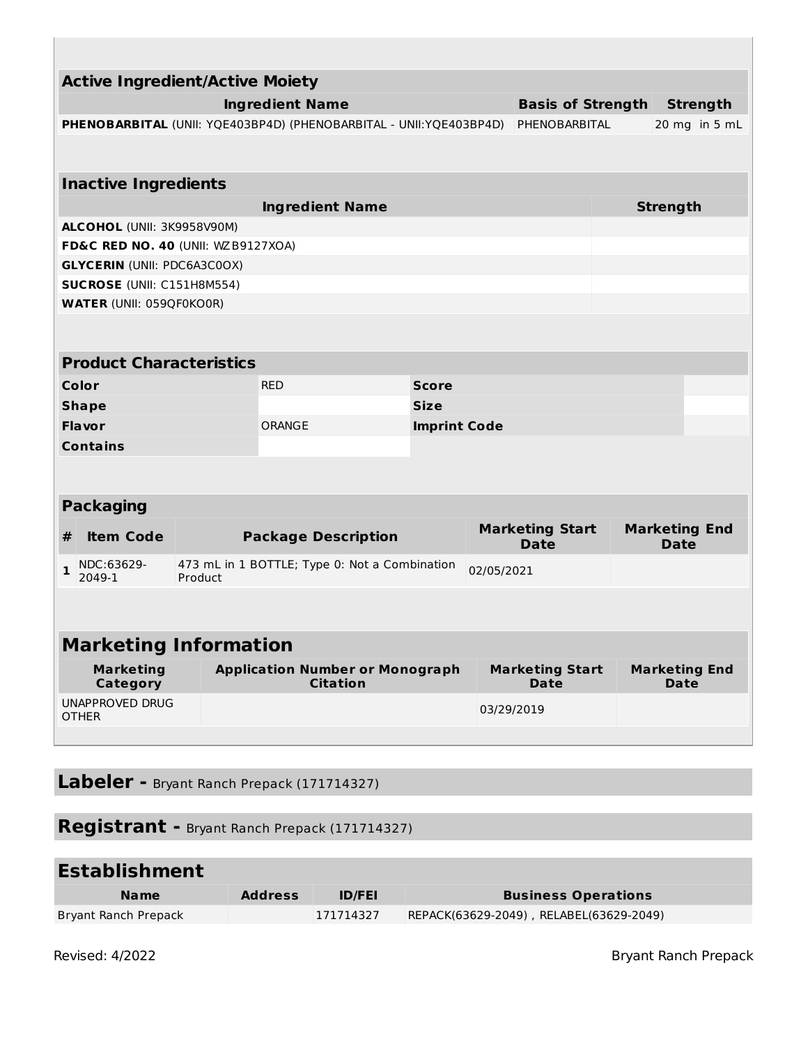| Active Ingredient/Active Moiety | | |
|---|---|---|
| Ingredient Name | Basis of Strength | Strength |
| **PHENOBARBITAL** (UNII: YQE403BP4D) (PHENOBARBITAL - UNII:YQE403BP4D) | PHENOBARBITAL | 20 mg in 5 mL |

| Inactive Ingredients | |
|---|---|
| Ingredient Name | Strength |
| **ALCOHOL** (UNII: 3K9958V90M) | |
| **FD&C RED NO. 40** (UNII: WZB9127XOA) | |
| **GLYCERIN** (UNII: PDC6A3C0OX) | |
| **SUCROSE** (UNII: C151H8M554) | |
| **WATER** (UNII: 059QF0KO0R) | |

| Product Characteristics | | | |
|---|---|---|---|
| **Color** | RED | **Score** | |
| **Shape** | | **Size** | |
| **Flavor** | ORANGE | **Imprint Code** | |
| **Contains** | | | |

| Packaging | | | | |
|---|---|---|---|---|
| # | Item Code | Package Description | Marketing Start Date | Marketing End Date |
| 1 | NDC:63629-2049-1 | 473 mL in 1 BOTTLE; Type 0: Not a Combination Product | 02/05/2021 | |

| Marketing Information | | | |
|---|---|---|---|
| Marketing Category | Application Number or Monograph Citation | Marketing Start Date | Marketing End Date |
| UNAPPROVED DRUG OTHER | | 03/29/2019 | |

## Labeler - Bryant Ranch Prepack (171714327)

## Registrant - Bryant Ranch Prepack (171714327)

| Establishment | | | |
|---|---|---|---|
| Name | Address | ID/FEI | Business Operations |
| Bryant Ranch Prepack | | 171714327 | REPACK(63629-2049) , RELABEL(63629-2049) |

Revised: 4/2022

Bryant Ranch Prepack